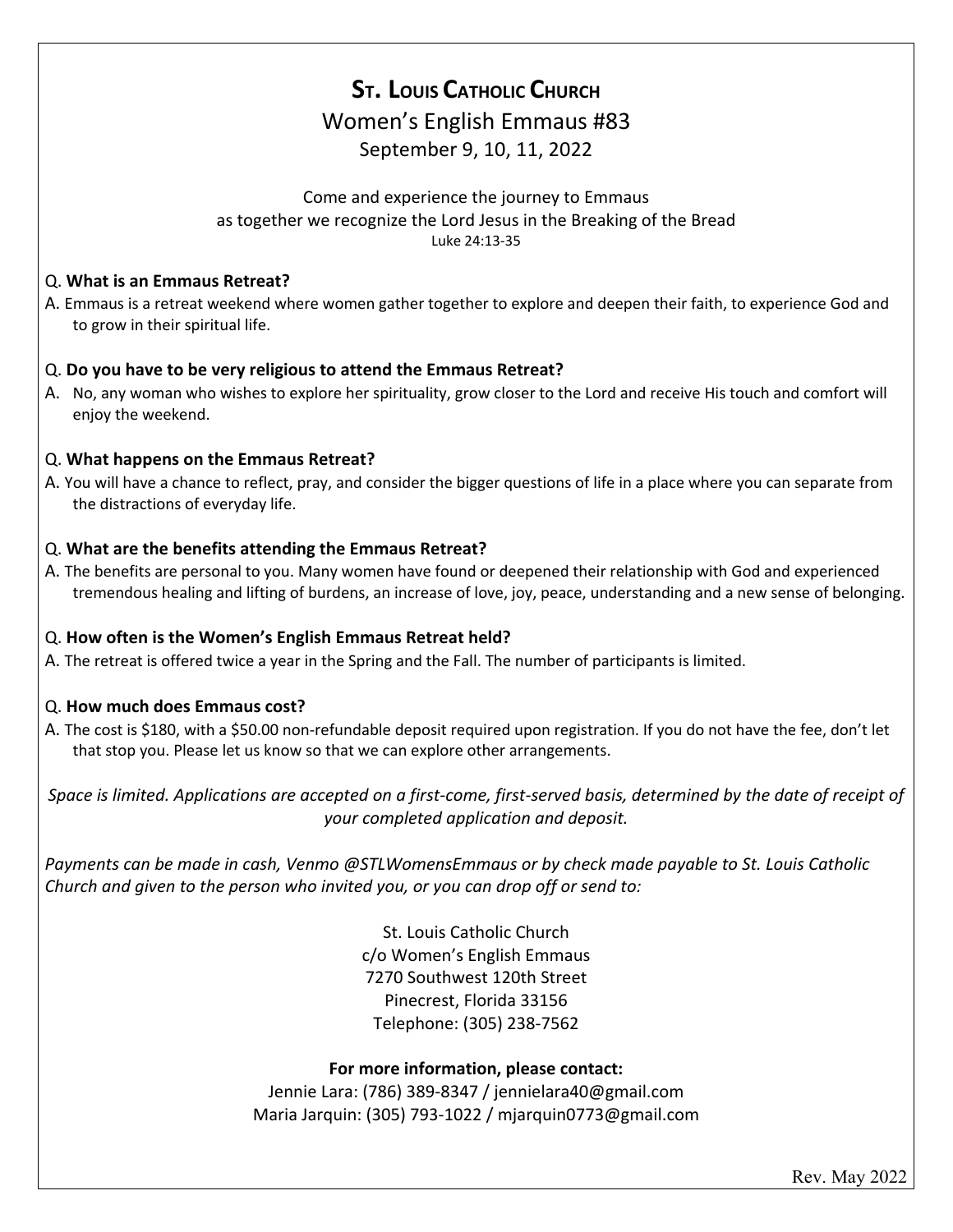# St. Louis Catholic Church

## Women's English Emmaus #83

September 9, 10, 11, 2022

Come and experience the journey to Emmaus
as together we recognize the Lord Jesus in the Breaking of the Bread
Luke 24:13-35

Q. **What is an Emmaus Retreat?**

A. Emmaus is a retreat weekend where women gather together to explore and deepen their faith, to experience God and to grow in their spiritual life.

Q. **Do you have to be very religious to attend the Emmaus Retreat?**

A. No, any woman who wishes to explore her spirituality, grow closer to the Lord and receive His touch and comfort will enjoy the weekend.

Q. **What happens on the Emmaus Retreat?**

A. You will have a chance to reflect, pray, and consider the bigger questions of life in a place where you can separate from the distractions of everyday life.

Q. **What are the benefits attending the Emmaus Retreat?**

A. The benefits are personal to you. Many women have found or deepened their relationship with God and experienced tremendous healing and lifting of burdens, an increase of love, joy, peace, understanding and a new sense of belonging.

Q. **How often is the Women's English Emmaus Retreat held?**

A. The retreat is offered twice a year in the Spring and the Fall. The number of participants is limited.

Q. **How much does Emmaus cost?**

A. The cost is $180, with a $50.00 non-refundable deposit required upon registration. If you do not have the fee, don't let that stop you. Please let us know so that we can explore other arrangements.

*Space is limited. Applications are accepted on a first-come, first-served basis, determined by the date of receipt of your completed application and deposit.*

*Payments can be made in cash, Venmo @STLWomensEmmaus or by check made payable to St. Louis Catholic Church and given to the person who invited you, or you can drop off or send to:*

St. Louis Catholic Church
c/o Women's English Emmaus
7270 Southwest 120th Street
Pinecrest, Florida 33156
Telephone: (305) 238-7562

**For more information, please contact:**

Jennie Lara: (786) 389-8347 / jennielara40@gmail.com
Maria Jarquin: (305) 793-1022 / mjarquin0773@gmail.com

Rev. May 2022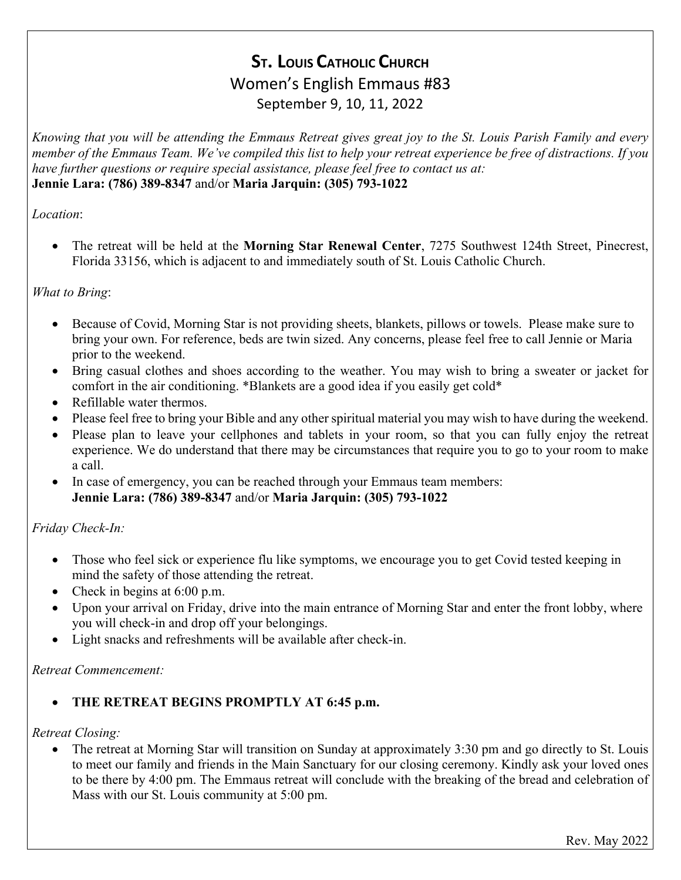# ST. LOUIS CATHOLIC CHURCH

## Women's English Emmaus #83

### September 9, 10, 11, 2022

*Knowing that you will be attending the Emmaus Retreat gives great joy to the St. Louis Parish Family and every member of the Emmaus Team. We've compiled this list to help your retreat experience be free of distractions. If you have further questions or require special assistance, please feel free to contact us at:*
**Jennie Lara: (786) 389-8347** and/or **Maria Jarquin: (305) 793-1022**

*Location*:

- The retreat will be held at the **Morning Star Renewal Center**, 7275 Southwest 124th Street, Pinecrest, Florida 33156, which is adjacent to and immediately south of St. Louis Catholic Church.

*What to Bring*:

- Because of Covid, Morning Star is not providing sheets, blankets, pillows or towels. Please make sure to bring your own. For reference, beds are twin sized. Any concerns, please feel free to call Jennie or Maria prior to the weekend.
- Bring casual clothes and shoes according to the weather. You may wish to bring a sweater or jacket for comfort in the air conditioning. *Blankets are a good idea if you easily get cold*
- Refillable water thermos.
- Please feel free to bring your Bible and any other spiritual material you may wish to have during the weekend.
- Please plan to leave your cellphones and tablets in your room, so that you can fully enjoy the retreat experience. We do understand that there may be circumstances that require you to go to your room to make a call.
- In case of emergency, you can be reached through your Emmaus team members:
  **Jennie Lara: (786) 389-8347** and/or **Maria Jarquin: (305) 793-1022**

*Friday Check-In:*

- Those who feel sick or experience flu like symptoms, we encourage you to get Covid tested keeping in mind the safety of those attending the retreat.
- Check in begins at 6:00 p.m.
- Upon your arrival on Friday, drive into the main entrance of Morning Star and enter the front lobby, where you will check-in and drop off your belongings.
- Light snacks and refreshments will be available after check-in.

*Retreat Commencement:*

- **THE RETREAT BEGINS PROMPTLY AT 6:45 p.m.**

*Retreat Closing:*

- The retreat at Morning Star will transition on Sunday at approximately 3:30 pm and go directly to St. Louis to meet our family and friends in the Main Sanctuary for our closing ceremony. Kindly ask your loved ones to be there by 4:00 pm. The Emmaus retreat will conclude with the breaking of the bread and celebration of Mass with our St. Louis community at 5:00 pm.

Rev. May 2022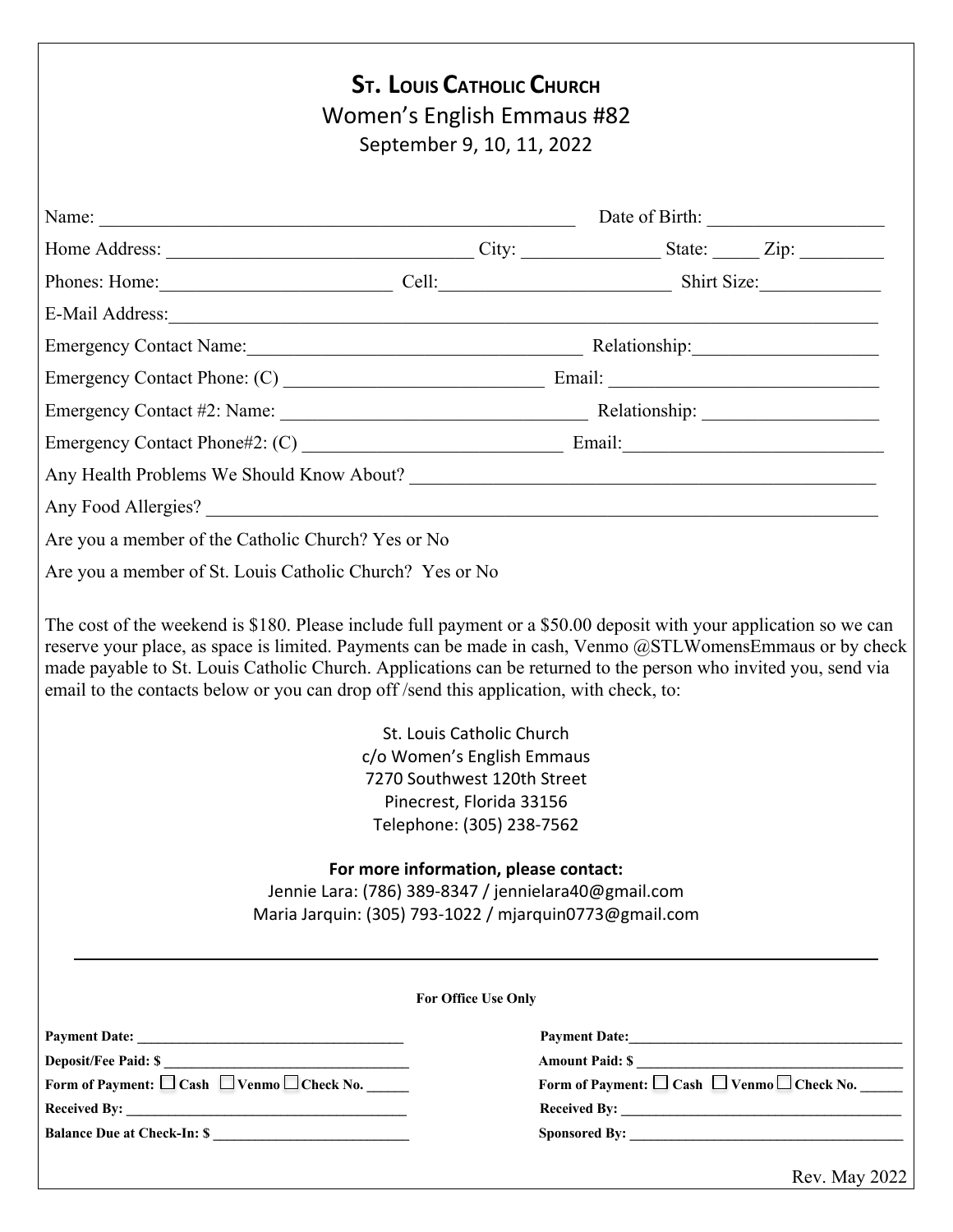# St. Louis Catholic Church

## Women's English Emmaus #82

September 9, 10, 11, 2022

Name: ______________________________________________ Date of Birth: ________________

Home Address: ______________________________ City: ______________ State: _____ Zip: ________

Phones: Home: ______________________ Cell: ______________________ Shirt Size: ___________

E-Mail Address: ______________________________________________________________________

Emergency Contact Name: __________________________________ Relationship: ________________

Emergency Contact Phone: (C) ________________________ Email: __________________________

Emergency Contact #2: Name: ______________________________ Relationship: ________________

Emergency Contact Phone#2: (C) ________________________ Email: ________________________

Any Health Problems We Should Know About? ______________________________________________

Any Food Allergies? ______________________________________________________________________

Are you a member of the Catholic Church? Yes or No

Are you a member of St. Louis Catholic Church? Yes or No

The cost of the weekend is $180. Please include full payment or a $50.00 deposit with your application so we can reserve your place, as space is limited. Payments can be made in cash, Venmo @STLWomensEmmaus or by check made payable to St. Louis Catholic Church. Applications can be returned to the person who invited you, send via email to the contacts below or you can drop off /send this application, with check, to:

St. Louis Catholic Church
c/o Women's English Emmaus
7270 Southwest 120th Street
Pinecrest, Florida 33156
Telephone: (305) 238-7562

**For more information, please contact:**

Jennie Lara: (786) 389-8347 / jennielara40@gmail.com
Maria Jarquin: (305) 793-1022 / mjarquin0773@gmail.com

---

**For Office Use Only**

| | |
|---|---|
| **Payment Date:** ______________________ | **Payment Date:** ______________________ |
| **Deposit/Fee Paid: $** ______________________ | **Amount Paid: $** ______________________ |
| **Form of Payment:** ☐ **Cash** ☐ **Venmo** ☐ **Check No.** _____ | **Form of Payment:** ☐ **Cash** ☐ **Venmo** ☐ **Check No.** _____ |
| **Received By:** ______________________ | **Received By:** ______________________ |
| **Balance Due at Check-In: $** ______________________ | **Sponsored By:** ______________________ |

Rev. May 2022